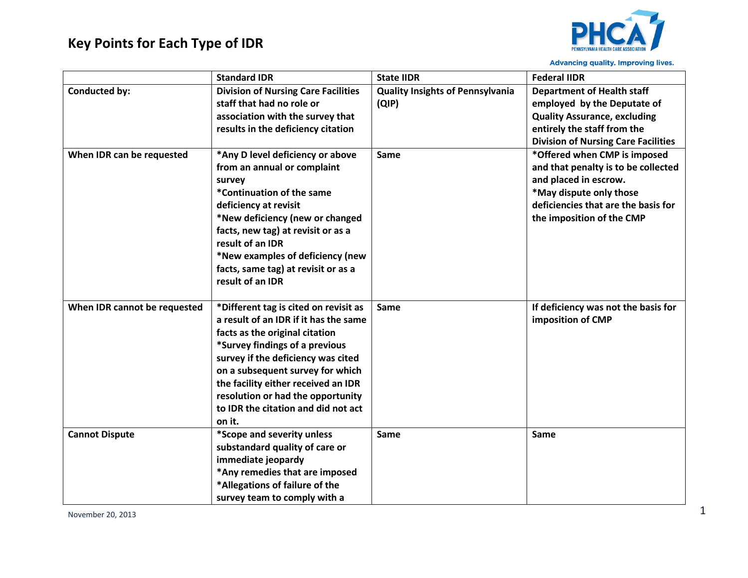# Key Points for Each Type of IDR

| | Standard IDR | State IIDR | Federal IIDR |
|---|---|---|---|
| **Conducted by:** | **Division of Nursing Care Facilities staff that had no role or association with the survey that results in the deficiency citation** | **Quality Insights of Pennsylvania (QIP)** | **Department of Health staff employed by the Deputate of Quality Assurance, excluding entirely the staff from the Division of Nursing Care Facilities** |
| **When IDR can be requested** | ***Any D level deficiency or above from an annual or complaint survey**<br>***Continuation of the same deficiency at revisit**<br>***New deficiency (new or changed facts, new tag) at revisit or as a result of an IDR**<br>***New examples of deficiency (new facts, same tag) at revisit or as a result of an IDR** | **Same** | ***Offered when CMP is imposed and that penalty is to be collected and placed in escrow.**<br>***May dispute only those deficiencies that are the basis for the imposition of the CMP** |
| **When IDR cannot be requested** | ***Different tag is cited on revisit as a result of an IDR if it has the same facts as the original citation**<br>***Survey findings of a previous survey if the deficiency was cited on a subsequent survey for which the facility either received an IDR resolution or had the opportunity to IDR the citation and did not act on it.** | **Same** | **If deficiency was not the basis for imposition of CMP** |
| **Cannot Dispute** | ***Scope and severity unless substandard quality of care or immediate jeopardy**<br>***Any remedies that are imposed**<br>***Allegations of failure of the survey team to comply with a** | **Same** | **Same** |

November 20, 2013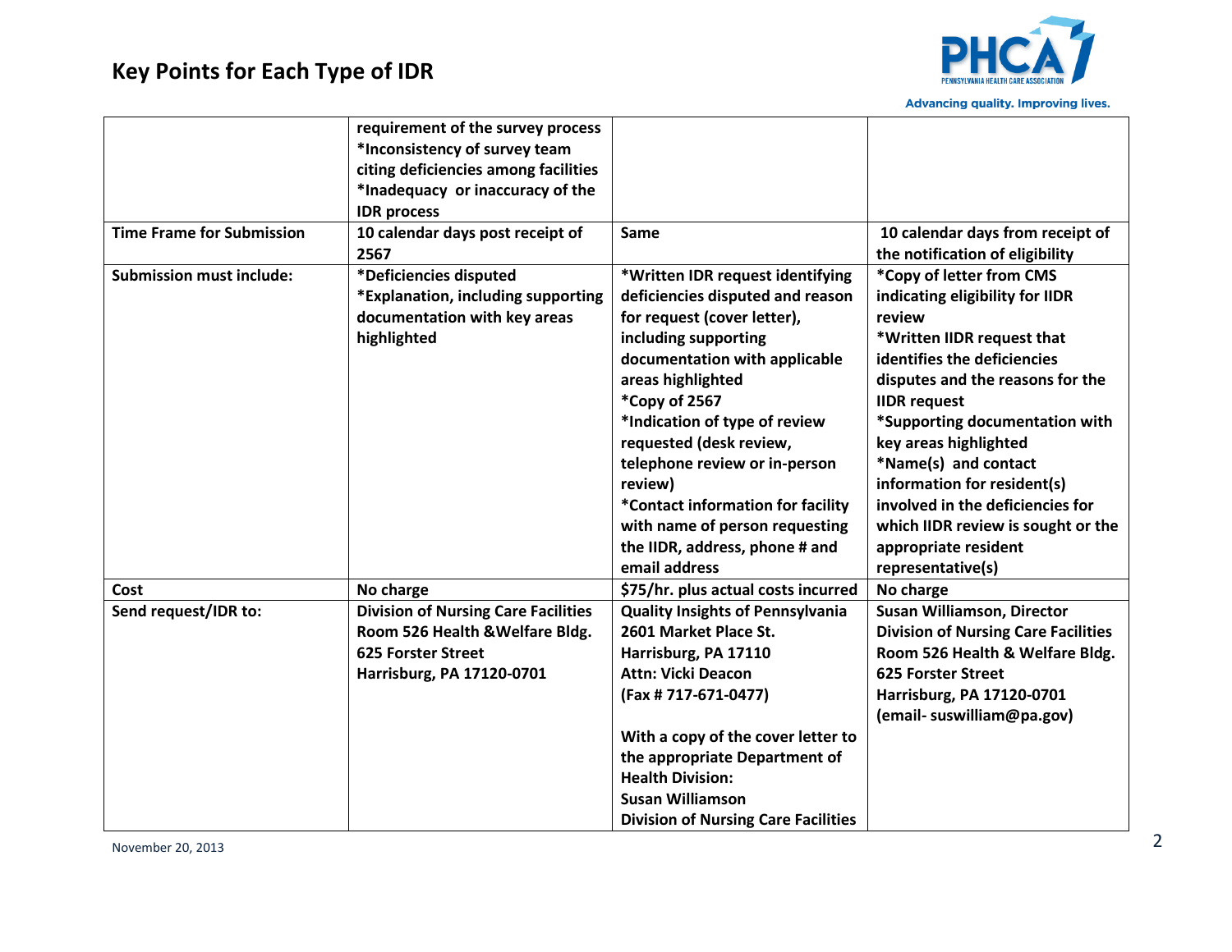## Key Points for Each Type of IDR

| | | | |
|---|---|---|---|
| | requirement of the survey process *Inconsistency of survey team citing deficiencies among facilities *Inadequacy or inaccuracy of the IDR process | | |
| **Time Frame for Submission** | 10 calendar days post receipt of 2567 | Same | 10 calendar days from receipt of the notification of eligibility |
| **Submission must include:** | *Deficiencies disputed<br>*Explanation, including supporting documentation with key areas highlighted | *Written IDR request identifying deficiencies disputed and reason for request (cover letter), including supporting documentation with applicable areas highlighted<br>*Copy of 2567<br>*Indication of type of review requested (desk review, telephone review or in-person review)<br>*Contact information for facility with name of person requesting the IIDR, address, phone # and email address | *Copy of letter from CMS indicating eligibility for IIDR review<br>*Written IIDR request that identifies the deficiencies disputes and the reasons for the IIDR request<br>*Supporting documentation with key areas highlighted<br>*Name(s) and contact information for resident(s) involved in the deficiencies for which IIDR review is sought or the appropriate resident representative(s) |
| **Cost** | No charge | $75/hr. plus actual costs incurred | No charge |
| **Send request/IDR to:** | Division of Nursing Care Facilities<br>Room 526 Health &Welfare Bldg.<br>625 Forster Street<br>Harrisburg, PA 17120-0701 | Quality Insights of Pennsylvania<br>2601 Market Place St.<br>Harrisburg, PA 17110<br>Attn: Vicki Deacon<br>(Fax # 717-671-0477)<br><br>With a copy of the cover letter to the appropriate Department of Health Division:<br>Susan Williamson<br>Division of Nursing Care Facilities | Susan Williamson, Director<br>Division of Nursing Care Facilities<br>Room 526 Health & Welfare Bldg.<br>625 Forster Street<br>Harrisburg, PA 17120-0701<br>(email- suswilliam@pa.gov) |

November 20, 2013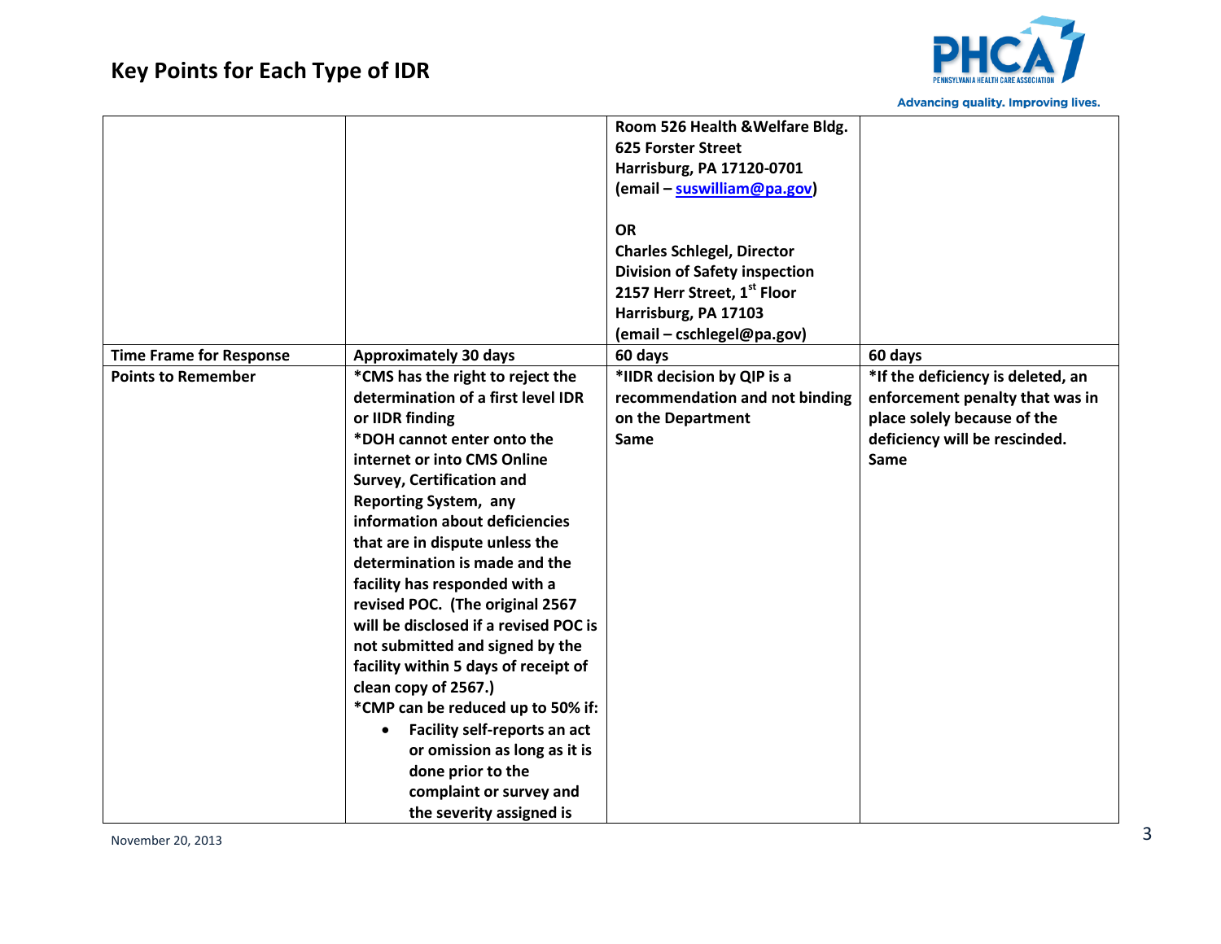## Key Points for Each Type of IDR

| | | | |
|---|---|---|---|
| | | Room 526 Health &Welfare Bldg.<br>625 Forster Street<br>Harrisburg, PA 17120-0701<br>(email – suswilliam@pa.gov)<br><br>OR<br>Charles Schlegel, Director<br>Division of Safety inspection<br>2157 Herr Street, 1st Floor<br>Harrisburg, PA 17103<br>(email – cschlegel@pa.gov) | |
| **Time Frame for Response** | **Approximately 30 days** | **60 days** | **60 days** |
| **Points to Remember** | **\*CMS has the right to reject the determination of a first level IDR or IIDR finding**<br>**\*DOH cannot enter onto the internet or into CMS Online Survey, Certification and Reporting System, any information about deficiencies that are in dispute unless the determination is made and the facility has responded with a revised POC. (The original 2567 will be disclosed if a revised POC is not submitted and signed by the facility within 5 days of receipt of clean copy of 2567.)**<br>**\*CMP can be reduced up to 50% if:**<br>• **Facility self-reports an act or omission as long as it is done prior to the complaint or survey and the severity assigned is** | **\*IIDR decision by QIP is a recommendation and not binding on the Department**<br>**Same** | **\*If the deficiency is deleted, an enforcement penalty that was in place solely because of the deficiency will be rescinded.**<br>**Same** |

November 20, 2013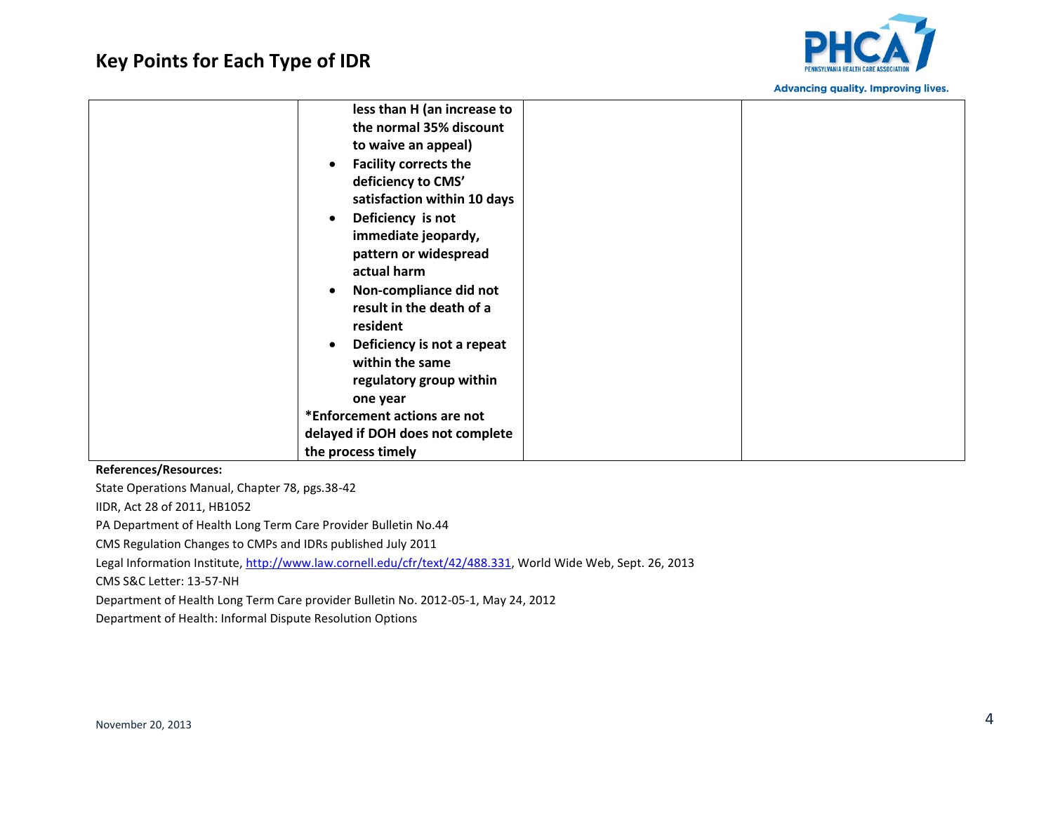## Key Points for Each Type of IDR

| | | | |
|---|---|---|---|
| | **less than H (an increase to the normal 35% discount to waive an appeal)**<br>• **Facility corrects the deficiency to CMS' satisfaction within 10 days**<br>• **Deficiency is not immediate jeopardy, pattern or widespread actual harm**<br>• **Non-compliance did not result in the death of a resident**<br>• **Deficiency is not a repeat within the same regulatory group within one year**<br>**\*Enforcement actions are not delayed if DOH does not complete the process timely** | | |

**References/Resources:**

State Operations Manual, Chapter 78, pgs.38-42

IIDR, Act 28 of 2011, HB1052

PA Department of Health Long Term Care Provider Bulletin No.44

CMS Regulation Changes to CMPs and IDRs published July 2011

Legal Information Institute, http://www.law.cornell.edu/cfr/text/42/488.331, World Wide Web, Sept. 26, 2013

CMS S&C Letter: 13-57-NH

Department of Health Long Term Care provider Bulletin No. 2012-05-1, May 24, 2012

Department of Health: Informal Dispute Resolution Options

November 20, 2013